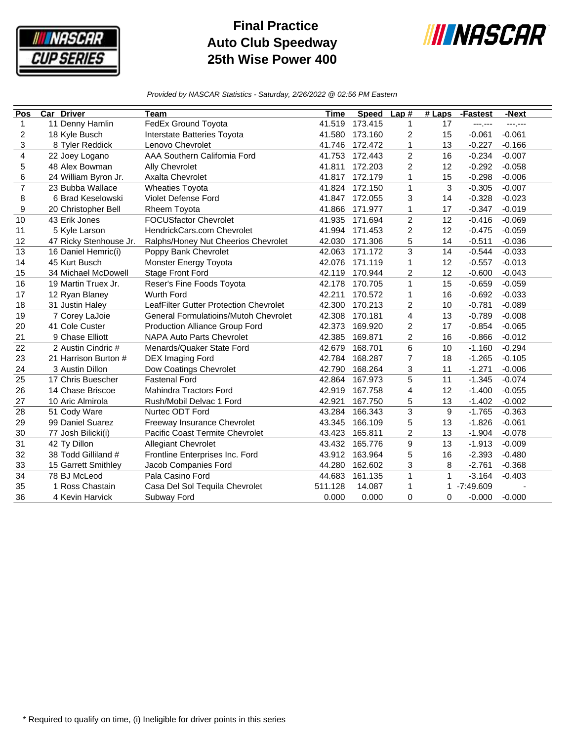# Final Practice
# Auto Club Speedway
# 25th Wise Power 400

*Provided by NASCAR Statistics - Saturday, 2/26/2022 @ 02:56 PM Eastern*

| Pos | Car | Driver | Team | Time | Speed | Lap # | # Laps | -Fastest | -Next |
|---|---|---|---|---|---|---|---|---|---|
| 1 | 11 | Denny Hamlin | FedEx Ground Toyota | 41.519 | 173.415 | 1 | 17 | ---.--- | ---.--- |
| 2 | 18 | Kyle Busch | Interstate Batteries Toyota | 41.580 | 173.160 | 2 | 15 | -0.061 | -0.061 |
| 3 | 8 | Tyler Reddick | Lenovo Chevrolet | 41.746 | 172.472 | 1 | 13 | -0.227 | -0.166 |
| 4 | 22 | Joey Logano | AAA Southern California Ford | 41.753 | 172.443 | 2 | 16 | -0.234 | -0.007 |
| 5 | 48 | Alex Bowman | Ally Chevrolet | 41.811 | 172.203 | 2 | 12 | -0.292 | -0.058 |
| 6 | 24 | William Byron Jr. | Axalta Chevrolet | 41.817 | 172.179 | 1 | 15 | -0.298 | -0.006 |
| 7 | 23 | Bubba Wallace | Wheaties Toyota | 41.824 | 172.150 | 1 | 3 | -0.305 | -0.007 |
| 8 | 6 | Brad Keselowski | Violet Defense Ford | 41.847 | 172.055 | 3 | 14 | -0.328 | -0.023 |
| 9 | 20 | Christopher Bell | Rheem Toyota | 41.866 | 171.977 | 1 | 17 | -0.347 | -0.019 |
| 10 | 43 | Erik Jones | FOCUSfactor Chevrolet | 41.935 | 171.694 | 2 | 12 | -0.416 | -0.069 |
| 11 | 5 | Kyle Larson | HendrickCars.com Chevrolet | 41.994 | 171.453 | 2 | 12 | -0.475 | -0.059 |
| 12 | 47 | Ricky Stenhouse Jr. | Ralphs/Honey Nut Cheerios Chevrolet | 42.030 | 171.306 | 5 | 14 | -0.511 | -0.036 |
| 13 | 16 | Daniel Hemric(i) | Poppy Bank Chevrolet | 42.063 | 171.172 | 3 | 14 | -0.544 | -0.033 |
| 14 | 45 | Kurt Busch | Monster Energy Toyota | 42.076 | 171.119 | 1 | 12 | -0.557 | -0.013 |
| 15 | 34 | Michael McDowell | Stage Front Ford | 42.119 | 170.944 | 2 | 12 | -0.600 | -0.043 |
| 16 | 19 | Martin Truex Jr. | Reser's Fine Foods Toyota | 42.178 | 170.705 | 1 | 15 | -0.659 | -0.059 |
| 17 | 12 | Ryan Blaney | Wurth Ford | 42.211 | 170.572 | 1 | 16 | -0.692 | -0.033 |
| 18 | 31 | Justin Haley | LeafFilter Gutter Protection Chevrolet | 42.300 | 170.213 | 2 | 10 | -0.781 | -0.089 |
| 19 | 7 | Corey LaJoie | General Formulatioins/Mutoh Chevrolet | 42.308 | 170.181 | 4 | 13 | -0.789 | -0.008 |
| 20 | 41 | Cole Custer | Production Alliance Group Ford | 42.373 | 169.920 | 2 | 17 | -0.854 | -0.065 |
| 21 | 9 | Chase Elliott | NAPA Auto Parts Chevrolet | 42.385 | 169.871 | 2 | 16 | -0.866 | -0.012 |
| 22 | 2 | Austin Cindric # | Menards/Quaker State Ford | 42.679 | 168.701 | 6 | 10 | -1.160 | -0.294 |
| 23 | 21 | Harrison Burton # | DEX Imaging Ford | 42.784 | 168.287 | 7 | 18 | -1.265 | -0.105 |
| 24 | 3 | Austin Dillon | Dow Coatings Chevrolet | 42.790 | 168.264 | 3 | 11 | -1.271 | -0.006 |
| 25 | 17 | Chris Buescher | Fastenal Ford | 42.864 | 167.973 | 5 | 11 | -1.345 | -0.074 |
| 26 | 14 | Chase Briscoe | Mahindra Tractors Ford | 42.919 | 167.758 | 4 | 12 | -1.400 | -0.055 |
| 27 | 10 | Aric Almirola | Rush/Mobil Delvac 1 Ford | 42.921 | 167.750 | 5 | 13 | -1.402 | -0.002 |
| 28 | 51 | Cody Ware | Nurtec ODT Ford | 43.284 | 166.343 | 3 | 9 | -1.765 | -0.363 |
| 29 | 99 | Daniel Suarez | Freeway Insurance Chevrolet | 43.345 | 166.109 | 5 | 13 | -1.826 | -0.061 |
| 30 | 77 | Josh Bilicki(i) | Pacific Coast Termite Chevrolet | 43.423 | 165.811 | 2 | 13 | -1.904 | -0.078 |
| 31 | 42 | Ty Dillon | Allegiant Chevrolet | 43.432 | 165.776 | 9 | 13 | -1.913 | -0.009 |
| 32 | 38 | Todd Gilliland # | Frontline Enterprises Inc. Ford | 43.912 | 163.964 | 5 | 16 | -2.393 | -0.480 |
| 33 | 15 | Garrett Smithley | Jacob Companies Ford | 44.280 | 162.602 | 3 | 8 | -2.761 | -0.368 |
| 34 | 78 | BJ McLeod | Pala Casino Ford | 44.683 | 161.135 | 1 | 1 | -3.164 | -0.403 |
| 35 | 1 | Ross Chastain | Casa Del Sol Tequila Chevrolet | 511.128 | 14.087 | 1 | 1 | -7:49.609 | - |
| 36 | 4 | Kevin Harvick | Subway Ford | 0.000 | 0.000 | 0 | 0 | -0.000 | -0.000 |

\* Required to qualify on time, (i) Ineligible for driver points in this series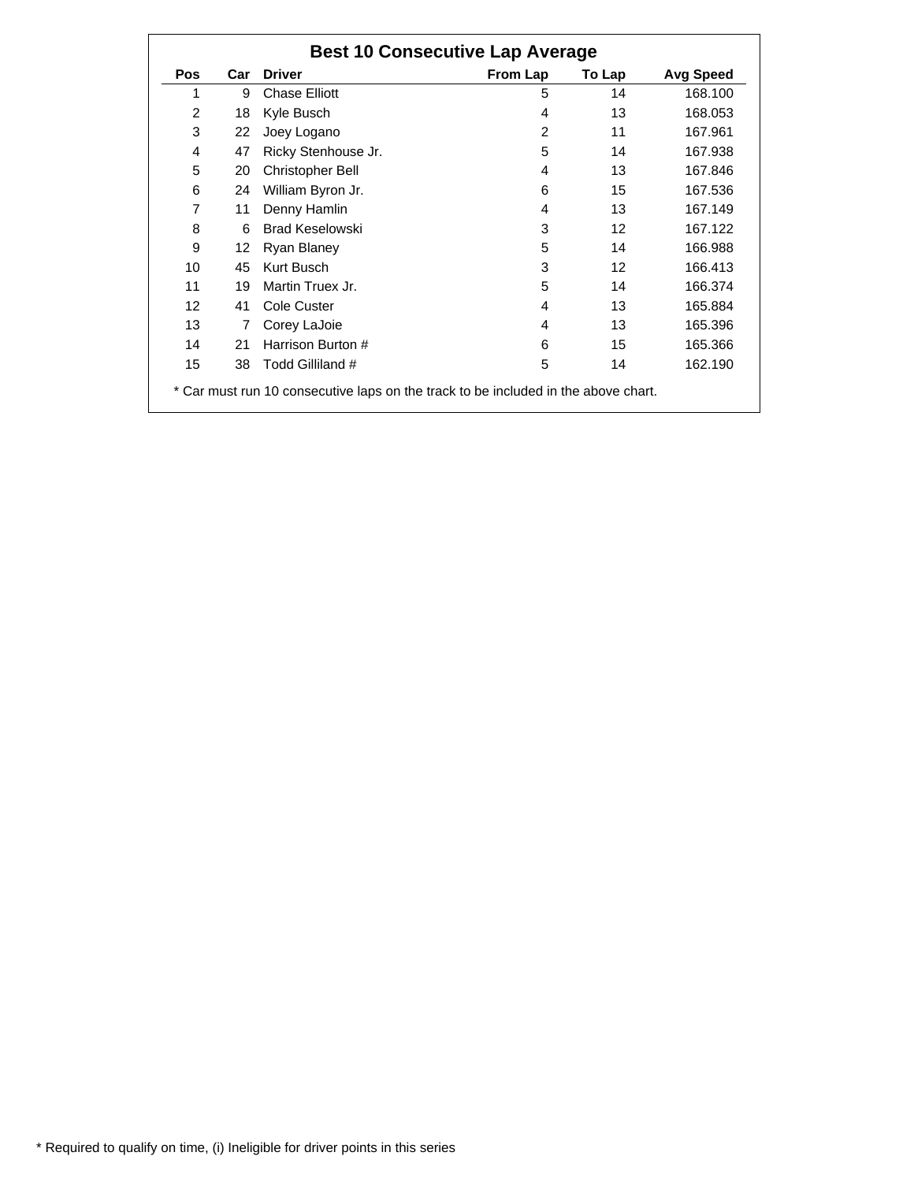## Best 10 Consecutive Lap Average

| Pos | Car | Driver | From Lap | To Lap | Avg Speed |
|---|---|---|---|---|---|
| 1 | 9 | Chase Elliott | 5 | 14 | 168.100 |
| 2 | 18 | Kyle Busch | 4 | 13 | 168.053 |
| 3 | 22 | Joey Logano | 2 | 11 | 167.961 |
| 4 | 47 | Ricky Stenhouse Jr. | 5 | 14 | 167.938 |
| 5 | 20 | Christopher Bell | 4 | 13 | 167.846 |
| 6 | 24 | William Byron Jr. | 6 | 15 | 167.536 |
| 7 | 11 | Denny Hamlin | 4 | 13 | 167.149 |
| 8 | 6 | Brad Keselowski | 3 | 12 | 167.122 |
| 9 | 12 | Ryan Blaney | 5 | 14 | 166.988 |
| 10 | 45 | Kurt Busch | 3 | 12 | 166.413 |
| 11 | 19 | Martin Truex Jr. | 5 | 14 | 166.374 |
| 12 | 41 | Cole Custer | 4 | 13 | 165.884 |
| 13 | 7 | Corey LaJoie | 4 | 13 | 165.396 |
| 14 | 21 | Harrison Burton # | 6 | 15 | 165.366 |
| 15 | 38 | Todd Gilliland # | 5 | 14 | 162.190 |

* Car must run 10 consecutive laps on the track to be included in the above chart.

* Required to qualify on time, (i) Ineligible for driver points in this series